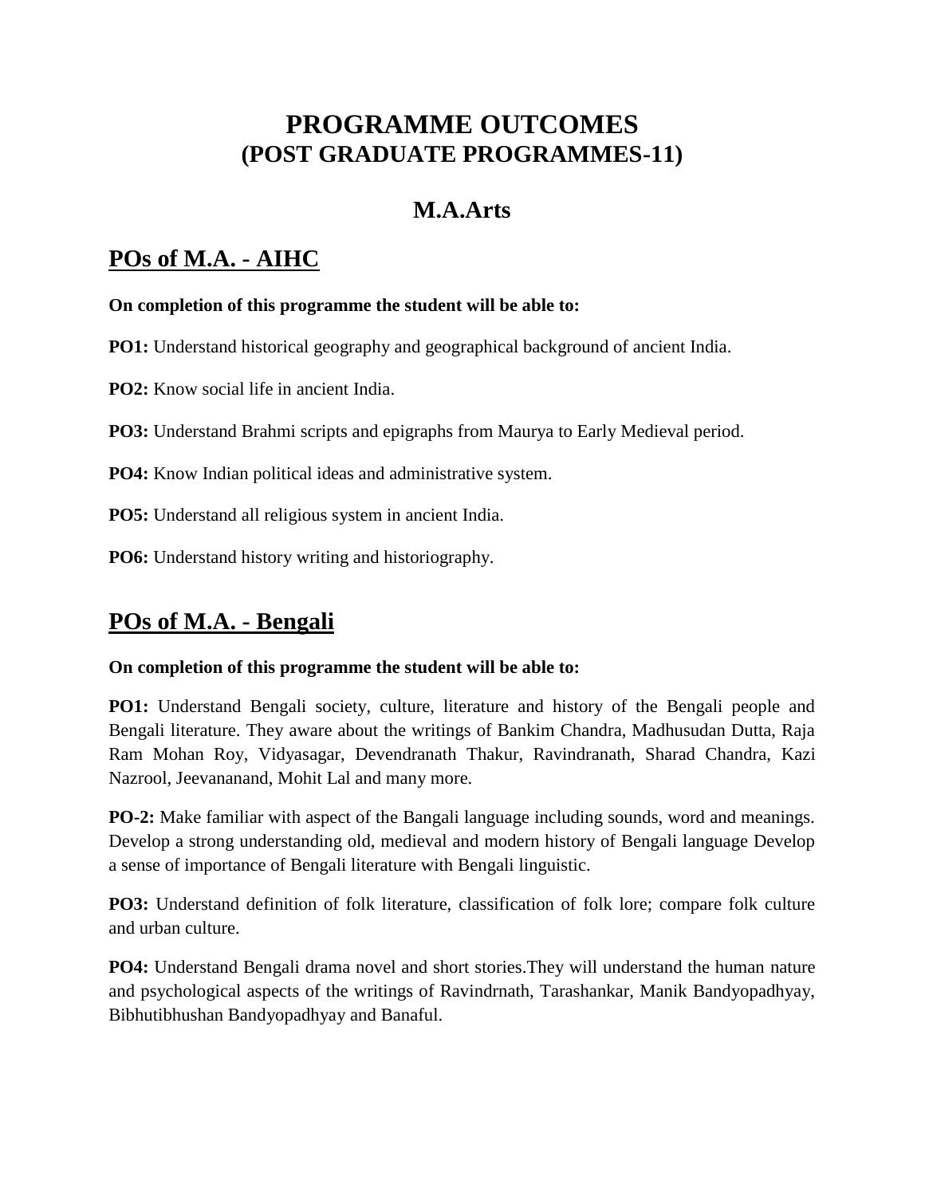# PROGRAMME OUTCOMES
# (POST GRADUATE PROGRAMMES-11)

## M.A.Arts

## POs of M.A. - AIHC

**On completion of this programme the student will be able to:**

**PO1:** Understand historical geography and geographical background of ancient India.

**PO2:** Know social life in ancient India.

**PO3:** Understand Brahmi scripts and epigraphs from Maurya to Early Medieval period.

**PO4:** Know Indian political ideas and administrative system.

**PO5:** Understand all religious system in ancient India.

**PO6:** Understand history writing and historiography.

## POs of M.A. - Bengali

**On completion of this programme the student will be able to:**

**PO1:** Understand Bengali society, culture, literature and history of the Bengali people and Bengali literature. They aware about the writings of Bankim Chandra, Madhusudan Dutta, Raja Ram Mohan Roy, Vidyasagar, Devendranath Thakur, Ravindranath, Sharad Chandra, Kazi Nazrool, Jeevananand, Mohit Lal and many more.

**PO-2:** Make familiar with aspect of the Bangali language including sounds, word and meanings. Develop a strong understanding old, medieval and modern history of Bengali language Develop a sense of importance of Bengali literature with Bengali linguistic.

**PO3:** Understand definition of folk literature, classification of folk lore; compare folk culture and urban culture.

**PO4:** Understand Bengali drama novel and short stories.They will understand the human nature and psychological aspects of the writings of Ravindrnath, Tarashankar, Manik Bandyopadhyay, Bibhutibhushan Bandyopadhyay and Banaful.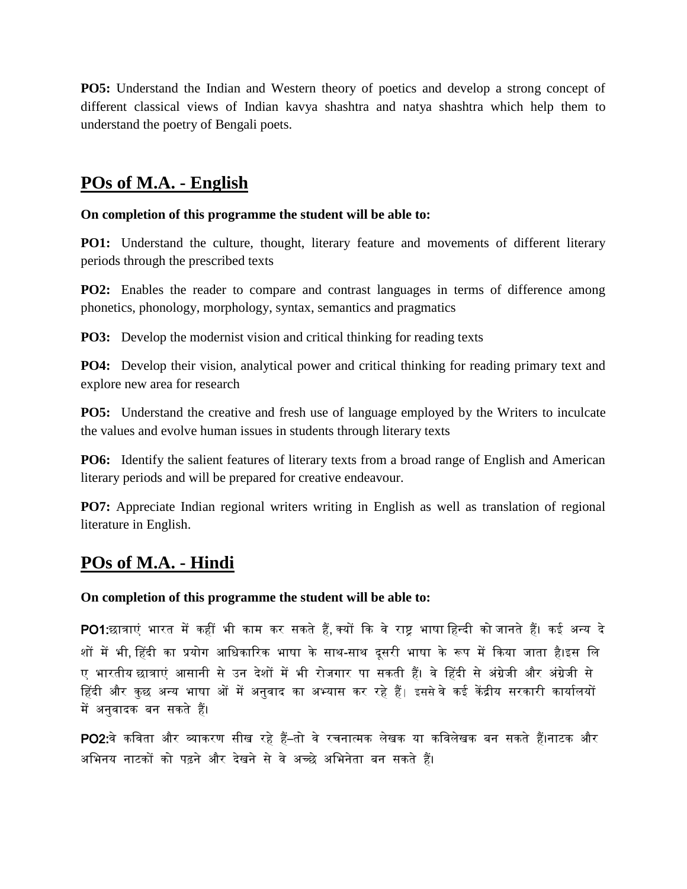**PO5:** Understand the Indian and Western theory of poetics and develop a strong concept of different classical views of Indian kavya shashtra and natya shashtra which help them to understand the poetry of Bengali poets.

## POs of M.A. - English

**On completion of this programme the student will be able to:**

**PO1:** Understand the culture, thought, literary feature and movements of different literary periods through the prescribed texts

**PO2:** Enables the reader to compare and contrast languages in terms of difference among phonetics, phonology, morphology, syntax, semantics and pragmatics

**PO3:** Develop the modernist vision and critical thinking for reading texts

**PO4:** Develop their vision, analytical power and critical thinking for reading primary text and explore new area for research

**PO5:** Understand the creative and fresh use of language employed by the Writers to inculcate the values and evolve human issues in students through literary texts

**PO6:** Identify the salient features of literary texts from a broad range of English and American literary periods and will be prepared for creative endeavour.

**PO7:** Appreciate Indian regional writers writing in English as well as translation of regional literature in English.

## POs of M.A. - Hindi

**On completion of this programme the student will be able to:**

**PO1:**छात्राएं भारत में कहीं भी काम कर सकते हैं, क्यों कि वे राष्ट्र भाषा हिन्दी को जानते हैं। कई अन्य देशों में भी, हिंदी का प्रयोग आधिकारिक भाषा के साथ-साथ दूसरी भाषा के रूप में किया जाता है।इस लिए भारतीय छात्राएं आसानी से उन देशों में भी रोजगार पा सकती हैं। वे हिंदी से अंग्रेजी और अंग्रेजी से हिंदी और कुछ अन्य भाषा ओं में अनुवाद का अभ्यास कर रहे हैं। इससे वे कई केंद्रीय सरकारी कार्यालयों में अनुवादक बन सकते हैं।

**PO2:**वे कविता और व्याकरण सीख रहे हैं–तो वे रचनात्मक लेखक या कविलेखक बन सकते हैं।नाटक और अभिनय नाटकों को पढ़ने और देखने से वे अच्छे अभिनेता बन सकते हैं।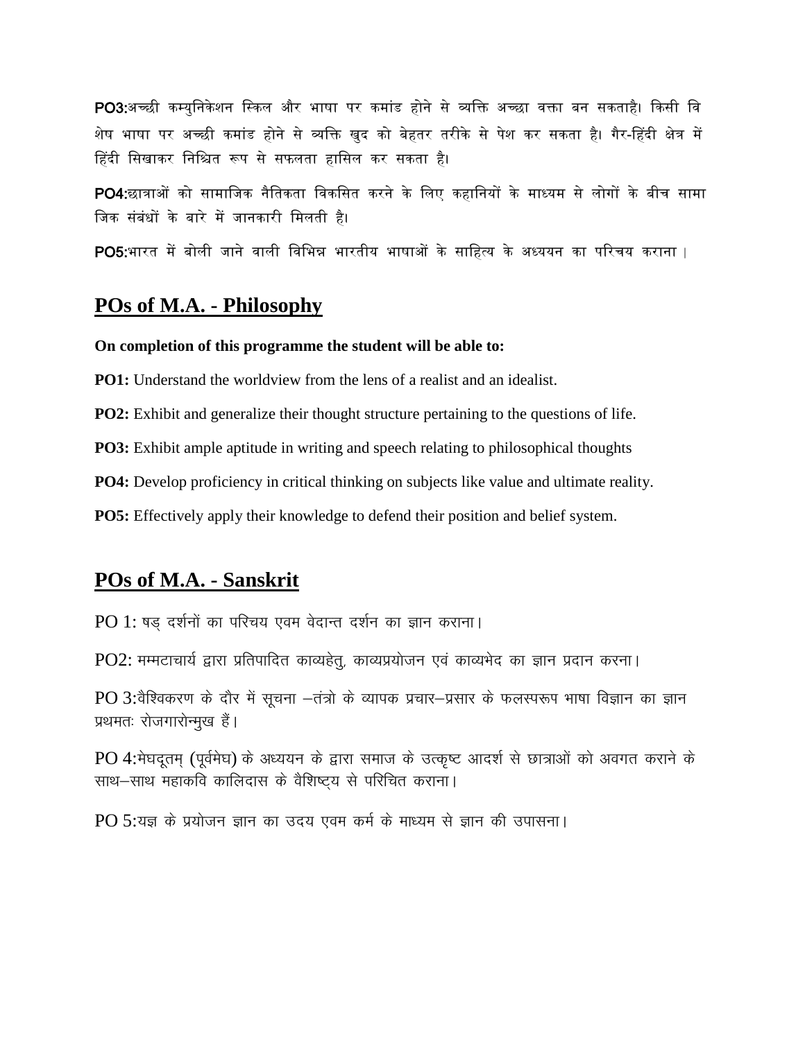**PO3:**अच्छी कम्युनिकेशन स्किल और भाषा पर कमांड होने से व्यक्ति अच्छा वक्ता बन सकताहै। किसी विशेष भाषा पर अच्छी कमांड होने से व्यक्ति खुद को बेहतर तरीके से पेश कर सकता है। गैर-हिंदी क्षेत्र में हिंदी सिखाकर निश्चित रूप से सफलता हासिल कर सकता है।

**PO4:**छात्राओं को सामाजिक नैतिकता विकसित करने के लिए कहानियों के माध्यम से लोगों के बीच सामाजिक संबंधों के बारे में जानकारी मिलती है।

**PO5:**भारत में बोली जाने वाली विभिन्न भारतीय भाषाओं के साहित्य के अध्ययन का परिचय कराना।

## POs of M.A. - Philosophy

**On completion of this programme the student will be able to:**

**PO1:** Understand the worldview from the lens of a realist and an idealist.

**PO2:** Exhibit and generalize their thought structure pertaining to the questions of life.

**PO3:** Exhibit ample aptitude in writing and speech relating to philosophical thoughts

**PO4:** Develop proficiency in critical thinking on subjects like value and ultimate reality.

**PO5:** Effectively apply their knowledge to defend their position and belief system.

## POs of M.A. - Sanskrit

PO 1: षड् दर्शनों का परिचय एवम वेदान्त दर्शन का ज्ञान कराना।

PO2: मम्मटाचार्य द्वारा प्रतिपादित काव्यहेतु, काव्यप्रयोजन एवं काव्यभेद का ज्ञान प्रदान करना।

PO 3:वैश्विकरण के दौर में सूचना –तंत्रो के व्यापक प्रचार–प्रसार के फलस्परूप भाषा विज्ञान का ज्ञान प्रथमतः रोजगारोन्मुख हैं।

PO 4:मेघदूतम् (पूर्वमेघ) के अध्ययन के द्वारा समाज के उत्कृष्ट आदर्श से छात्राओं को अवगत कराने के साथ–साथ महाकवि कालिदास के वैशिष्ट्य से परिचित कराना।

PO 5:यज्ञ के प्रयोजन ज्ञान का उदय एवम कर्म के माध्यम से ज्ञान की उपासना।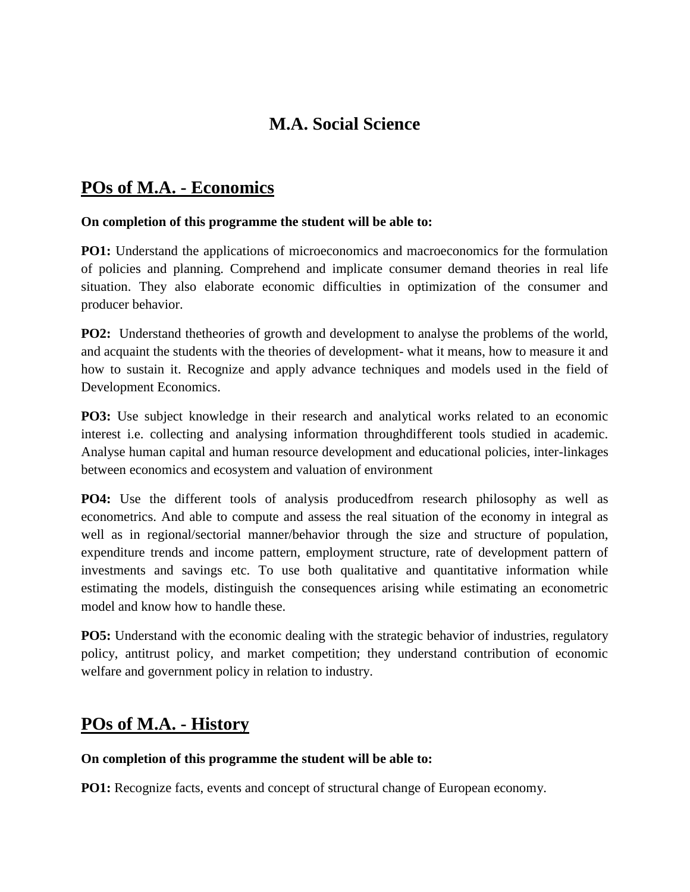# M.A. Social Science

## POs of M.A. - Economics

**On completion of this programme the student will be able to:**

**PO1:** Understand the applications of microeconomics and macroeconomics for the formulation of policies and planning. Comprehend and implicate consumer demand theories in real life situation. They also elaborate economic difficulties in optimization of the consumer and producer behavior.

**PO2:** Understand thetheories of growth and development to analyse the problems of the world, and acquaint the students with the theories of development- what it means, how to measure it and how to sustain it. Recognize and apply advance techniques and models used in the field of Development Economics.

**PO3:** Use subject knowledge in their research and analytical works related to an economic interest i.e. collecting and analysing information throughdifferent tools studied in academic. Analyse human capital and human resource development and educational policies, inter-linkages between economics and ecosystem and valuation of environment

**PO4:** Use the different tools of analysis producedfrom research philosophy as well as econometrics. And able to compute and assess the real situation of the economy in integral as well as in regional/sectorial manner/behavior through the size and structure of population, expenditure trends and income pattern, employment structure, rate of development pattern of investments and savings etc. To use both qualitative and quantitative information while estimating the models, distinguish the consequences arising while estimating an econometric model and know how to handle these.

**PO5:** Understand with the economic dealing with the strategic behavior of industries, regulatory policy, antitrust policy, and market competition; they understand contribution of economic welfare and government policy in relation to industry.

## POs of M.A. - History

**On completion of this programme the student will be able to:**

**PO1:** Recognize facts, events and concept of structural change of European economy.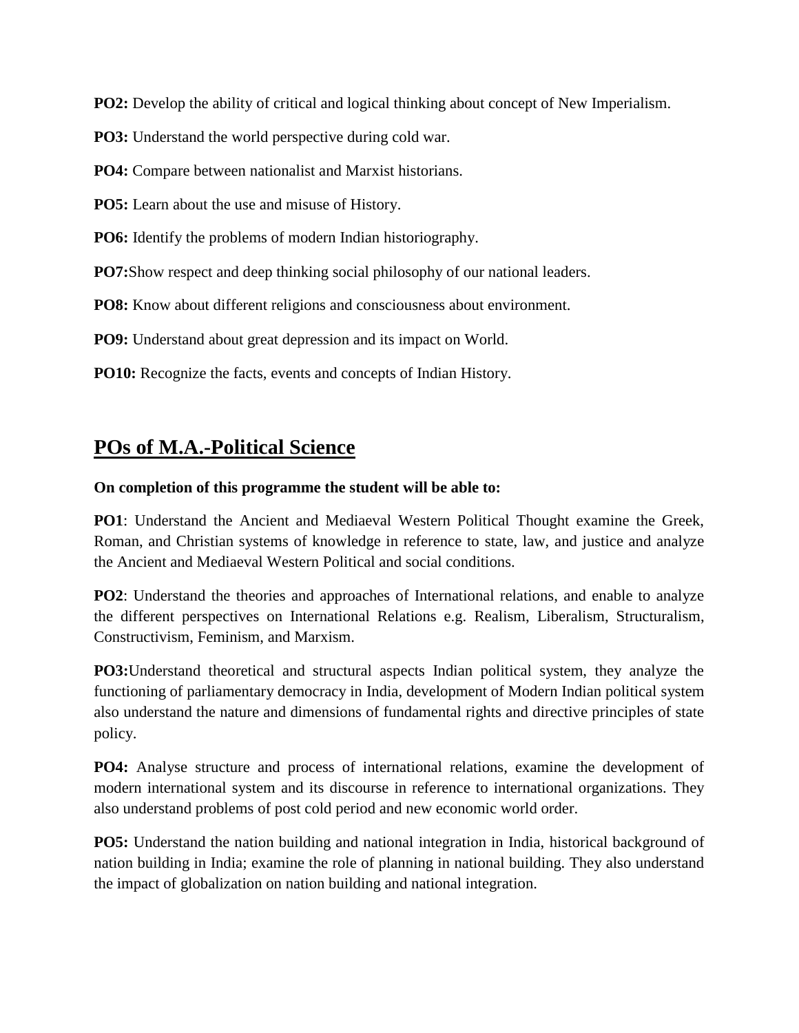**PO2:** Develop the ability of critical and logical thinking about concept of New Imperialism.

**PO3:** Understand the world perspective during cold war.

**PO4:** Compare between nationalist and Marxist historians.

**PO5:** Learn about the use and misuse of History.

**PO6:** Identify the problems of modern Indian historiography.

**PO7:**Show respect and deep thinking social philosophy of our national leaders.

**PO8:** Know about different religions and consciousness about environment.

**PO9:** Understand about great depression and its impact on World.

**PO10:** Recognize the facts, events and concepts of Indian History.

## POs of M.A.-Political Science

**On completion of this programme the student will be able to:**

**PO1**: Understand the Ancient and Mediaeval Western Political Thought examine the Greek, Roman, and Christian systems of knowledge in reference to state, law, and justice and analyze the Ancient and Mediaeval Western Political and social conditions.

**PO2**: Understand the theories and approaches of International relations, and enable to analyze the different perspectives on International Relations e.g. Realism, Liberalism, Structuralism, Constructivism, Feminism, and Marxism.

**PO3:**Understand theoretical and structural aspects Indian political system, they analyze the functioning of parliamentary democracy in India, development of Modern Indian political system also understand the nature and dimensions of fundamental rights and directive principles of state policy.

**PO4:** Analyse structure and process of international relations, examine the development of modern international system and its discourse in reference to international organizations. They also understand problems of post cold period and new economic world order.

**PO5:** Understand the nation building and national integration in India, historical background of nation building in India; examine the role of planning in national building. They also understand the impact of globalization on nation building and national integration.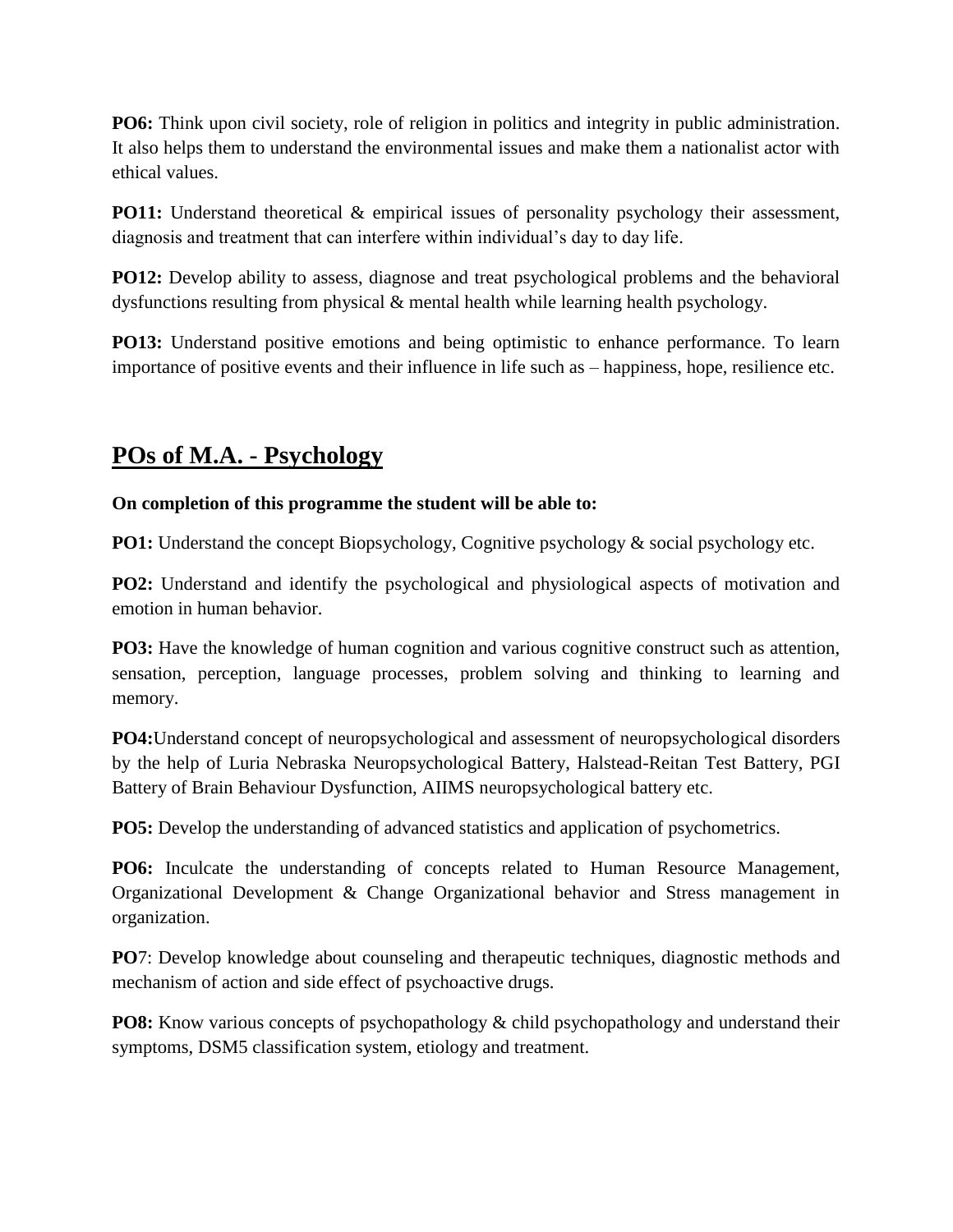**PO6:** Think upon civil society, role of religion in politics and integrity in public administration. It also helps them to understand the environmental issues and make them a nationalist actor with ethical values.

**PO11:** Understand theoretical & empirical issues of personality psychology their assessment, diagnosis and treatment that can interfere within individual's day to day life.

**PO12:** Develop ability to assess, diagnose and treat psychological problems and the behavioral dysfunctions resulting from physical & mental health while learning health psychology.

**PO13:** Understand positive emotions and being optimistic to enhance performance. To learn importance of positive events and their influence in life such as – happiness, hope, resilience etc.

## POs of M.A. - Psychology

**On completion of this programme the student will be able to:**

**PO1:** Understand the concept Biopsychology, Cognitive psychology & social psychology etc.

**PO2:** Understand and identify the psychological and physiological aspects of motivation and emotion in human behavior.

**PO3:** Have the knowledge of human cognition and various cognitive construct such as attention, sensation, perception, language processes, problem solving and thinking to learning and memory.

**PO4:**Understand concept of neuropsychological and assessment of neuropsychological disorders by the help of Luria Nebraska Neuropsychological Battery, Halstead-Reitan Test Battery, PGI Battery of Brain Behaviour Dysfunction, AIIMS neuropsychological battery etc.

**PO5:** Develop the understanding of advanced statistics and application of psychometrics.

**PO6:** Inculcate the understanding of concepts related to Human Resource Management, Organizational Development & Change Organizational behavior and Stress management in organization.

**PO**7: Develop knowledge about counseling and therapeutic techniques, diagnostic methods and mechanism of action and side effect of psychoactive drugs.

**PO8:** Know various concepts of psychopathology & child psychopathology and understand their symptoms, DSM5 classification system, etiology and treatment.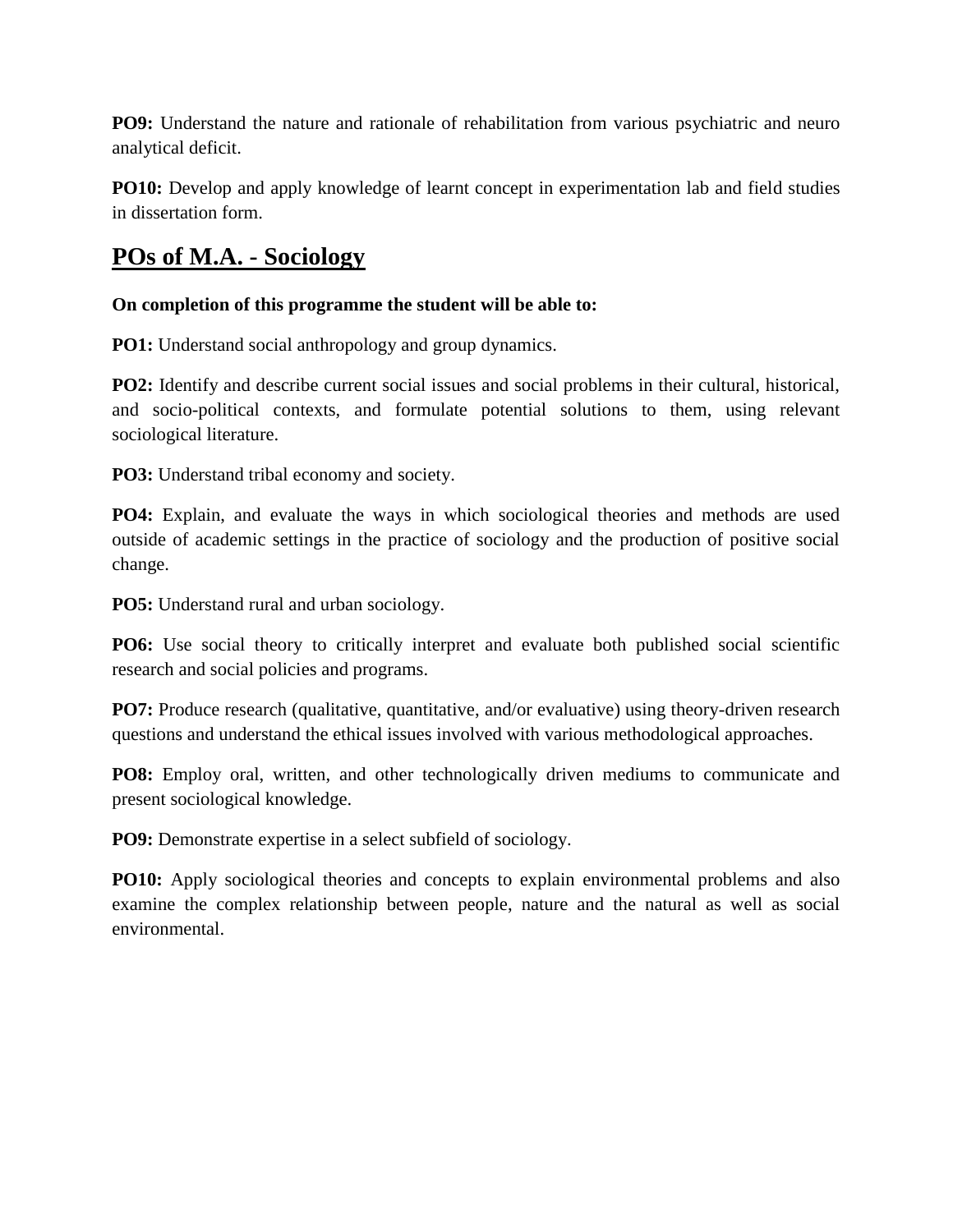**PO9:** Understand the nature and rationale of rehabilitation from various psychiatric and neuro analytical deficit.

**PO10:** Develop and apply knowledge of learnt concept in experimentation lab and field studies in dissertation form.

## POs of M.A. - Sociology

**On completion of this programme the student will be able to:**

**PO1:** Understand social anthropology and group dynamics.

**PO2:** Identify and describe current social issues and social problems in their cultural, historical, and socio-political contexts, and formulate potential solutions to them, using relevant sociological literature.

**PO3:** Understand tribal economy and society.

**PO4:** Explain, and evaluate the ways in which sociological theories and methods are used outside of academic settings in the practice of sociology and the production of positive social change.

**PO5:** Understand rural and urban sociology.

**PO6:** Use social theory to critically interpret and evaluate both published social scientific research and social policies and programs.

**PO7:** Produce research (qualitative, quantitative, and/or evaluative) using theory-driven research questions and understand the ethical issues involved with various methodological approaches.

**PO8:** Employ oral, written, and other technologically driven mediums to communicate and present sociological knowledge.

**PO9:** Demonstrate expertise in a select subfield of sociology.

**PO10:** Apply sociological theories and concepts to explain environmental problems and also examine the complex relationship between people, nature and the natural as well as social environmental.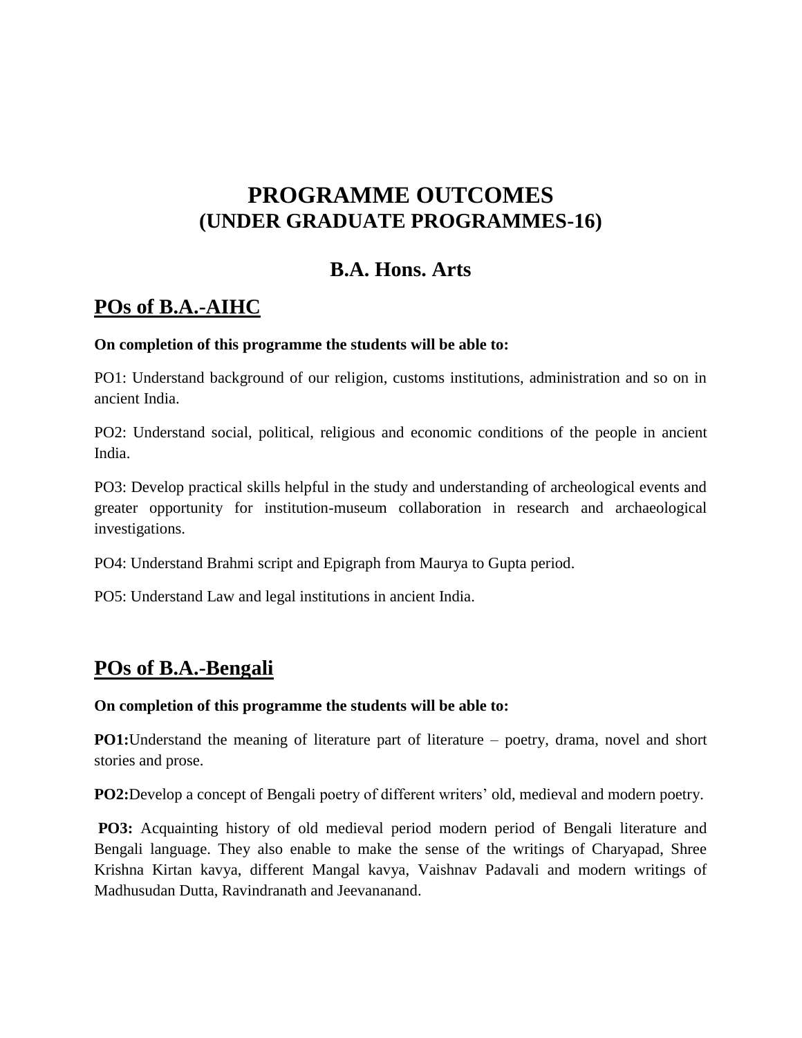# PROGRAMME OUTCOMES
# (UNDER GRADUATE PROGRAMMES-16)

## B.A. Hons. Arts

## POs of B.A.-AIHC

**On completion of this programme the students will be able to:**

PO1: Understand background of our religion, customs institutions, administration and so on in ancient India.

PO2: Understand social, political, religious and economic conditions of the people in ancient India.

PO3: Develop practical skills helpful in the study and understanding of archeological events and greater opportunity for institution-museum collaboration in research and archaeological investigations.

PO4: Understand Brahmi script and Epigraph from Maurya to Gupta period.

PO5: Understand Law and legal institutions in ancient India.

## POs of B.A.-Bengali

**On completion of this programme the students will be able to:**

**PO1:**Understand the meaning of literature part of literature – poetry, drama, novel and short stories and prose.

**PO2:**Develop a concept of Bengali poetry of different writers' old, medieval and modern poetry.

**PO3:** Acquainting history of old medieval period modern period of Bengali literature and Bengali language. They also enable to make the sense of the writings of Charyapad, Shree Krishna Kirtan kavya, different Mangal kavya, Vaishnav Padavali and modern writings of Madhusudan Dutta, Ravindranath and Jeevananand.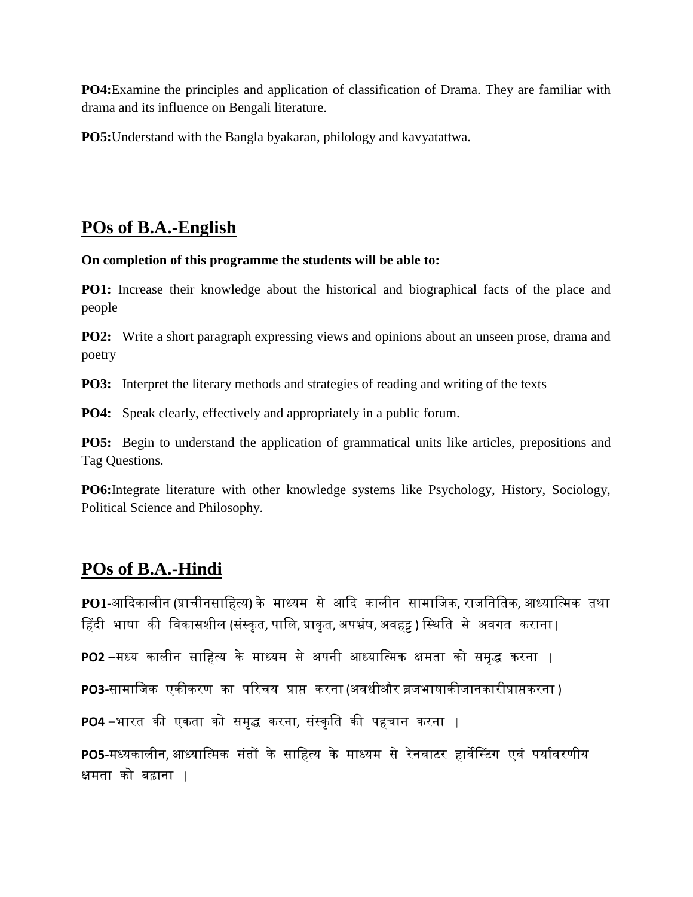**PO4:**Examine the principles and application of classification of Drama. They are familiar with drama and its influence on Bengali literature.

**PO5:**Understand with the Bangla byakaran, philology and kavyatattwa.

## POs of B.A.-English

**On completion of this programme the students will be able to:**

**PO1:** Increase their knowledge about the historical and biographical facts of the place and people

**PO2:** Write a short paragraph expressing views and opinions about an unseen prose, drama and poetry

**PO3:** Interpret the literary methods and strategies of reading and writing of the texts

**PO4:** Speak clearly, effectively and appropriately in a public forum.

**PO5:** Begin to understand the application of grammatical units like articles, prepositions and Tag Questions.

**PO6:**Integrate literature with other knowledge systems like Psychology, History, Sociology, Political Science and Philosophy.

## POs of B.A.-Hindi

**PO1**-आदिकालीन (प्राचीनसाहित्य) के माध्यम से आदि कालीन सामाजिक, राजनितिक, आध्यात्मिक तथा हिंदी भाषा की विकासशील (संस्कृत, पालि, प्राकृत, अपभ्रंष, अवहट्ट ) स्थिति से अवगत कराना।

**PO2** –मध्य कालीन साहित्य के माध्यम से अपनी आध्यात्मिक क्षमता को समृद्ध करना ।

**PO3**-सामाजिक एकीकरण का परिचय प्राप्त करना (अवधीऔर ब्रजभाषाकीजानकारीप्राप्तकरना )

**PO4** –भारत की एकता को समृद्ध करना, संस्कृति की पहचान करना ।

**PO5**-मध्यकालीन, आध्यात्मिक संतों के साहित्य के माध्यम से रेनवाटर हार्वेस्टिंग एवं पर्यावरणीय क्षमता को बढ़ाना ।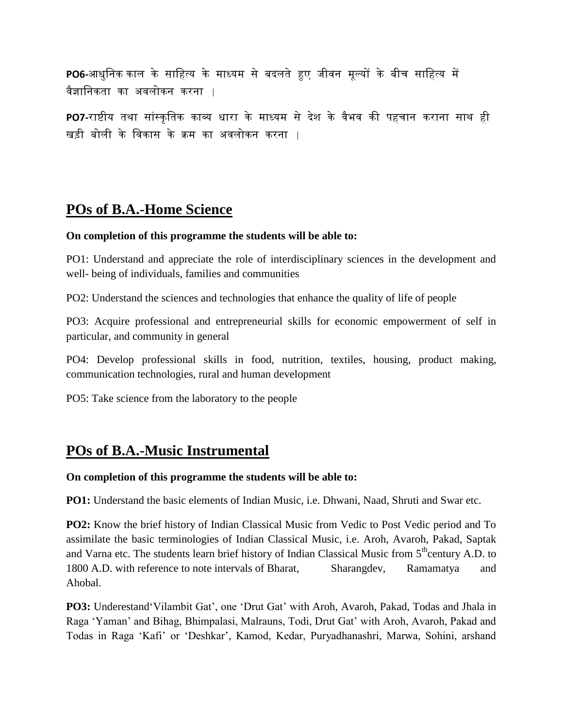**PO6-**आधुनिक काल के साहित्य के माध्यम से बदलते हुए जीवन मूल्यों के बीच साहित्य में वैज्ञानिकता का अवलोकन करना ।

**PO7-**राष्टीय तथा सांस्कृतिक काव्य धारा के माध्यम से देश के वैभव की पहचान कराना साथ ही खड़ी बोली के विकास के क्रम का अवलोकन करना ।

## POs of B.A.-Home Science

**On completion of this programme the students will be able to:**

PO1: Understand and appreciate the role of interdisciplinary sciences in the development and well- being of individuals, families and communities

PO2: Understand the sciences and technologies that enhance the quality of life of people

PO3: Acquire professional and entrepreneurial skills for economic empowerment of self in particular, and community in general

PO4: Develop professional skills in food, nutrition, textiles, housing, product making, communication technologies, rural and human development

PO5: Take science from the laboratory to the people

## POs of B.A.-Music Instrumental

**On completion of this programme the students will be able to:**

**PO1:** Understand the basic elements of Indian Music, i.e. Dhwani, Naad, Shruti and Swar etc.

**PO2:** Know the brief history of Indian Classical Music from Vedic to Post Vedic period and To assimilate the basic terminologies of Indian Classical Music, i.e. Aroh, Avaroh, Pakad, Saptak and Varna etc. The students learn brief history of Indian Classical Music from 5th century A.D. to 1800 A.D. with reference to note intervals of Bharat, Sharangdev, Ramamatya and Ahobal.

**PO3:** Underestand'Vilambit Gat', one 'Drut Gat' with Aroh, Avaroh, Pakad, Todas and Jhala in Raga 'Yaman' and Bihag, Bhimpalasi, Malrauns, Todi, Drut Gat' with Aroh, Avaroh, Pakad and Todas in Raga 'Kafi' or 'Deshkar', Kamod, Kedar, Puryadhanashri, Marwa, Sohini, arshand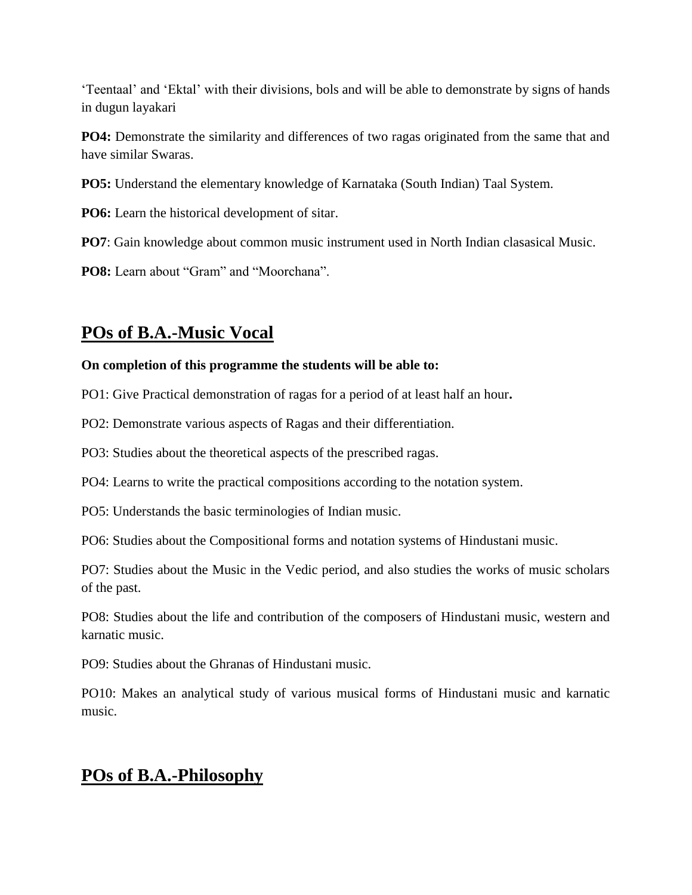'Teentaal' and 'Ektal' with their divisions, bols and will be able to demonstrate by signs of hands in dugun layakari

**PO4:** Demonstrate the similarity and differences of two ragas originated from the same that and have similar Swaras.

**PO5:** Understand the elementary knowledge of Karnataka (South Indian) Taal System.

**PO6:** Learn the historical development of sitar.

**PO7**: Gain knowledge about common music instrument used in North Indian clasasical Music.

**PO8:** Learn about "Gram" and "Moorchana".

## POs of B.A.-Music Vocal

**On completion of this programme the students will be able to:**

PO1: Give Practical demonstration of ragas for a period of at least half an hour**.**

PO2: Demonstrate various aspects of Ragas and their differentiation.

PO3: Studies about the theoretical aspects of the prescribed ragas.

PO4: Learns to write the practical compositions according to the notation system.

PO5: Understands the basic terminologies of Indian music.

PO6: Studies about the Compositional forms and notation systems of Hindustani music.

PO7: Studies about the Music in the Vedic period, and also studies the works of music scholars of the past.

PO8: Studies about the life and contribution of the composers of Hindustani music, western and karnatic music.

PO9: Studies about the Ghranas of Hindustani music.

PO10: Makes an analytical study of various musical forms of Hindustani music and karnatic music.

## POs of B.A.-Philosophy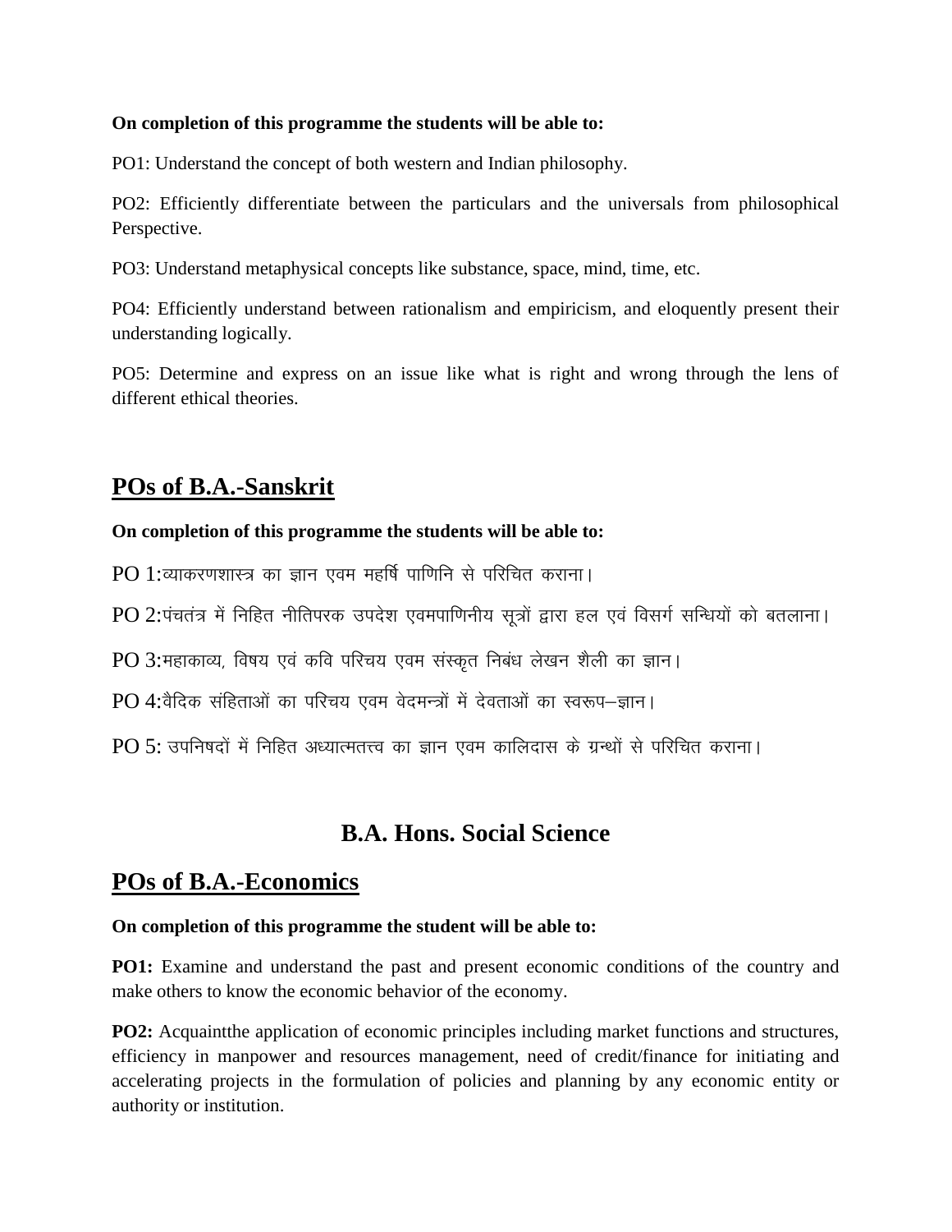**On completion of this programme the students will be able to:**

PO1: Understand the concept of both western and Indian philosophy.

PO2: Efficiently differentiate between the particulars and the universals from philosophical Perspective.

PO3: Understand metaphysical concepts like substance, space, mind, time, etc.

PO4: Efficiently understand between rationalism and empiricism, and eloquently present their understanding logically.

PO5: Determine and express on an issue like what is right and wrong through the lens of different ethical theories.

## POs of B.A.-Sanskrit

**On completion of this programme the students will be able to:**

PO 1:व्याकरणशास्त्र का ज्ञान एवम महर्षि पाणिनि से परिचित कराना।

PO 2:पंचतंत्र में निहित नीतिपरक उपदेश एवमपाणिनीय सूत्रों द्वारा हल एवं विसर्ग सन्धियों को बतलाना।

PO 3:महाकाव्य, विषय एवं कवि परिचय एवम संस्कृत निबंध लेखन शैली का ज्ञान।

PO 4:वैदिक संहिताओं का परिचय एवम वेदमन्त्रों में देवताओं का स्वरूप–ज्ञान।

PO 5: उपनिषदों में निहित अध्यात्मतत्त्व का ज्ञान एवम कालिदास के ग्रन्थों से परिचित कराना।

# B.A. Hons. Social Science

## POs of B.A.-Economics

**On completion of this programme the student will be able to:**

**PO1:** Examine and understand the past and present economic conditions of the country and make others to know the economic behavior of the economy.

**PO2:** Acquaintthe application of economic principles including market functions and structures, efficiency in manpower and resources management, need of credit/finance for initiating and accelerating projects in the formulation of policies and planning by any economic entity or authority or institution.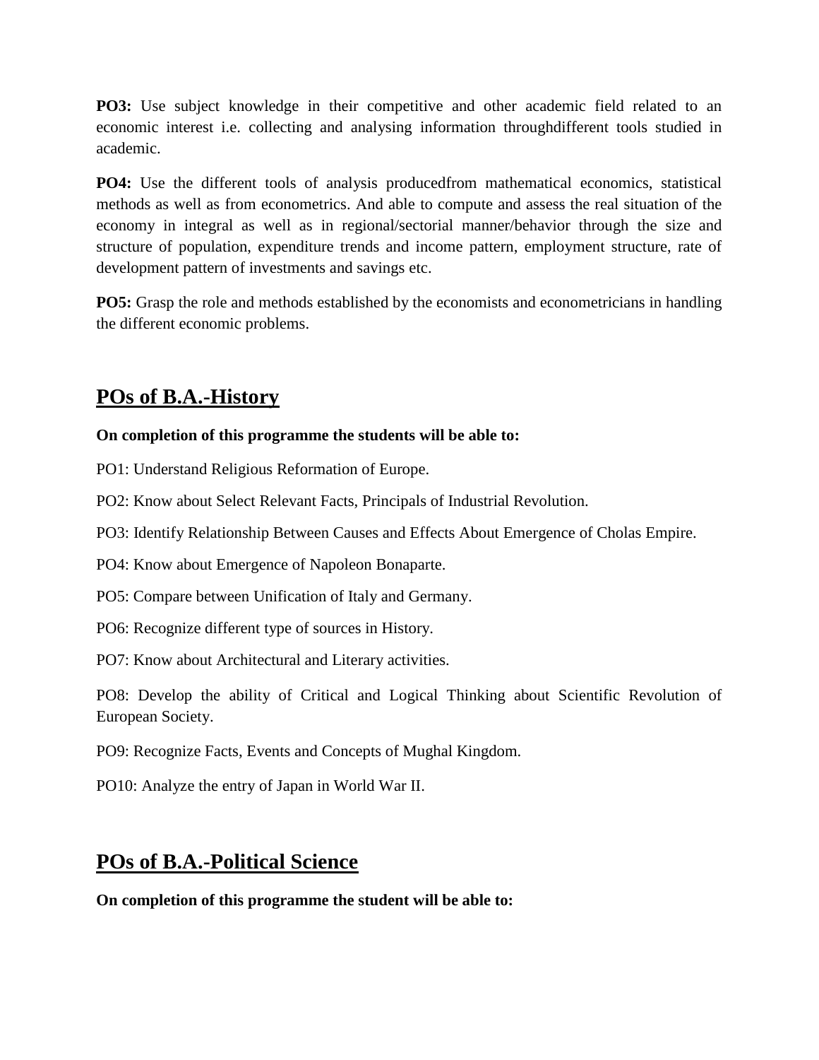**PO3:** Use subject knowledge in their competitive and other academic field related to an economic interest i.e. collecting and analysing information throughdifferent tools studied in academic.

**PO4:** Use the different tools of analysis producedfrom mathematical economics, statistical methods as well as from econometrics. And able to compute and assess the real situation of the economy in integral as well as in regional/sectorial manner/behavior through the size and structure of population, expenditure trends and income pattern, employment structure, rate of development pattern of investments and savings etc.

**PO5:** Grasp the role and methods established by the economists and econometricians in handling the different economic problems.

## POs of B.A.-History

**On completion of this programme the students will be able to:**

PO1: Understand Religious Reformation of Europe.

PO2: Know about Select Relevant Facts, Principals of Industrial Revolution.

PO3: Identify Relationship Between Causes and Effects About Emergence of Cholas Empire.

PO4: Know about Emergence of Napoleon Bonaparte.

PO5: Compare between Unification of Italy and Germany.

PO6: Recognize different type of sources in History.

PO7: Know about Architectural and Literary activities.

PO8: Develop the ability of Critical and Logical Thinking about Scientific Revolution of European Society.

PO9: Recognize Facts, Events and Concepts of Mughal Kingdom.

PO10: Analyze the entry of Japan in World War II.

## POs of B.A.-Political Science

**On completion of this programme the student will be able to:**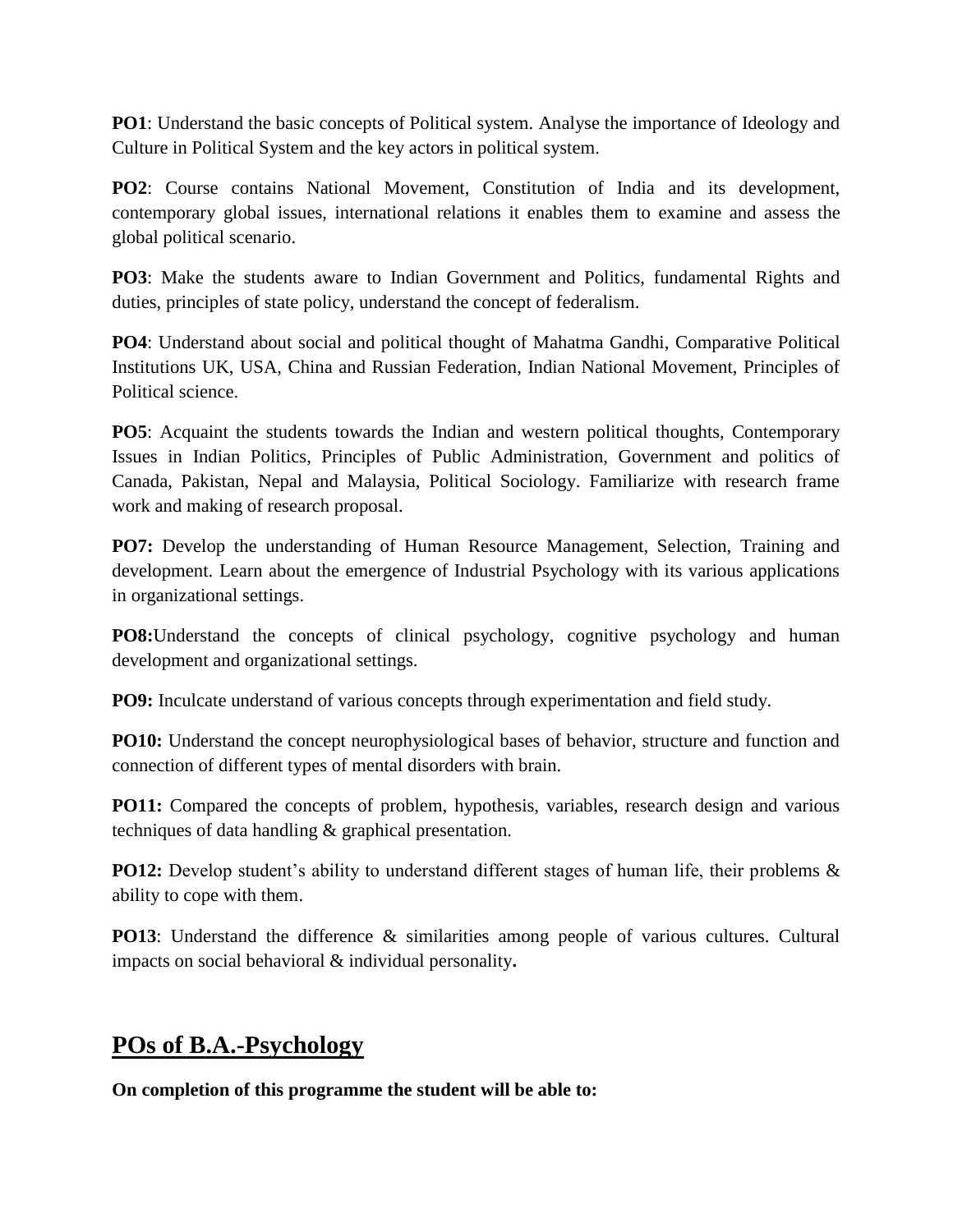**PO1**: Understand the basic concepts of Political system. Analyse the importance of Ideology and Culture in Political System and the key actors in political system.

**PO2**: Course contains National Movement, Constitution of India and its development, contemporary global issues, international relations it enables them to examine and assess the global political scenario.

**PO3**: Make the students aware to Indian Government and Politics, fundamental Rights and duties, principles of state policy, understand the concept of federalism.

**PO4**: Understand about social and political thought of Mahatma Gandhi, Comparative Political Institutions UK, USA, China and Russian Federation, Indian National Movement, Principles of Political science.

**PO5**: Acquaint the students towards the Indian and western political thoughts, Contemporary Issues in Indian Politics, Principles of Public Administration, Government and politics of Canada, Pakistan, Nepal and Malaysia, Political Sociology. Familiarize with research frame work and making of research proposal.

**PO7:** Develop the understanding of Human Resource Management, Selection, Training and development. Learn about the emergence of Industrial Psychology with its various applications in organizational settings.

**PO8:**Understand the concepts of clinical psychology, cognitive psychology and human development and organizational settings.

**PO9:** Inculcate understand of various concepts through experimentation and field study.

**PO10:** Understand the concept neurophysiological bases of behavior, structure and function and connection of different types of mental disorders with brain.

**PO11:** Compared the concepts of problem, hypothesis, variables, research design and various techniques of data handling & graphical presentation.

**PO12:** Develop student's ability to understand different stages of human life, their problems & ability to cope with them.

**PO13**: Understand the difference & similarities among people of various cultures. Cultural impacts on social behavioral & individual personality**.**

## POs of B.A.-Psychology

**On completion of this programme the student will be able to:**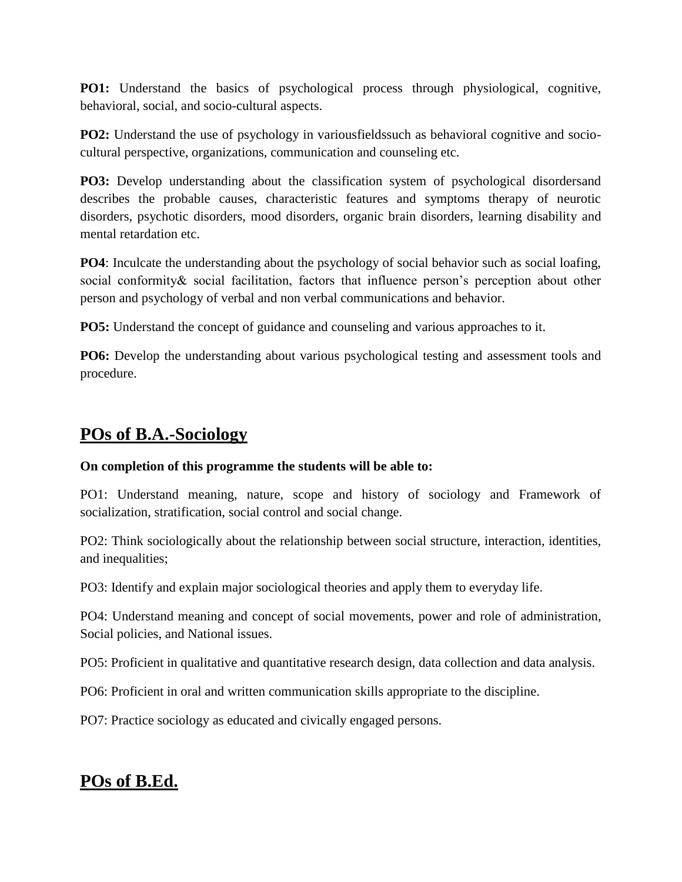**PO1:** Understand the basics of psychological process through physiological, cognitive, behavioral, social, and socio-cultural aspects.

**PO2:** Understand the use of psychology in variousfieldssuch as behavioral cognitive and socio-cultural perspective, organizations, communication and counseling etc.

**PO3:** Develop understanding about the classification system of psychological disordersand describes the probable causes, characteristic features and symptoms therapy of neurotic disorders, psychotic disorders, mood disorders, organic brain disorders, learning disability and mental retardation etc.

**PO4**: Inculcate the understanding about the psychology of social behavior such as social loafing, social conformity& social facilitation, factors that influence person's perception about other person and psychology of verbal and non verbal communications and behavior.

**PO5:** Understand the concept of guidance and counseling and various approaches to it.

**PO6:** Develop the understanding about various psychological testing and assessment tools and procedure.

## <u>POs of B.A.-Sociology</u>

**On completion of this programme the students will be able to:**

PO1: Understand meaning, nature, scope and history of sociology and Framework of socialization, stratification, social control and social change.

PO2: Think sociologically about the relationship between social structure, interaction, identities, and inequalities;

PO3: Identify and explain major sociological theories and apply them to everyday life.

PO4: Understand meaning and concept of social movements, power and role of administration, Social policies, and National issues.

PO5: Proficient in qualitative and quantitative research design, data collection and data analysis.

PO6: Proficient in oral and written communication skills appropriate to the discipline.

PO7: Practice sociology as educated and civically engaged persons.

## <u>POs of B.Ed.</u>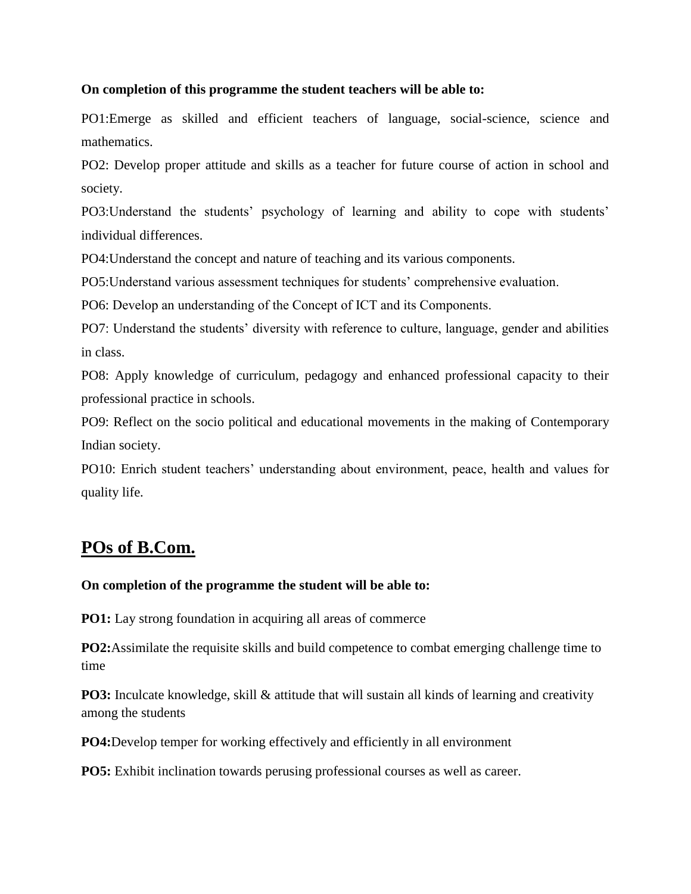**On completion of this programme the student teachers will be able to:**

PO1:Emerge as skilled and efficient teachers of language, social-science, science and mathematics.

PO2: Develop proper attitude and skills as a teacher for future course of action in school and society.

PO3:Understand the students' psychology of learning and ability to cope with students' individual differences.

PO4:Understand the concept and nature of teaching and its various components.

PO5:Understand various assessment techniques for students' comprehensive evaluation.

PO6: Develop an understanding of the Concept of ICT and its Components.

PO7: Understand the students' diversity with reference to culture, language, gender and abilities in class.

PO8: Apply knowledge of curriculum, pedagogy and enhanced professional capacity to their professional practice in schools.

PO9: Reflect on the socio political and educational movements in the making of Contemporary Indian society.

PO10: Enrich student teachers' understanding about environment, peace, health and values for quality life.

## POs of B.Com.

**On completion of the programme the student will be able to:**

**PO1:** Lay strong foundation in acquiring all areas of commerce

**PO2:**Assimilate the requisite skills and build competence to combat emerging challenge time to time

**PO3:** Inculcate knowledge, skill & attitude that will sustain all kinds of learning and creativity among the students

**PO4:**Develop temper for working effectively and efficiently in all environment

**PO5:** Exhibit inclination towards perusing professional courses as well as career.